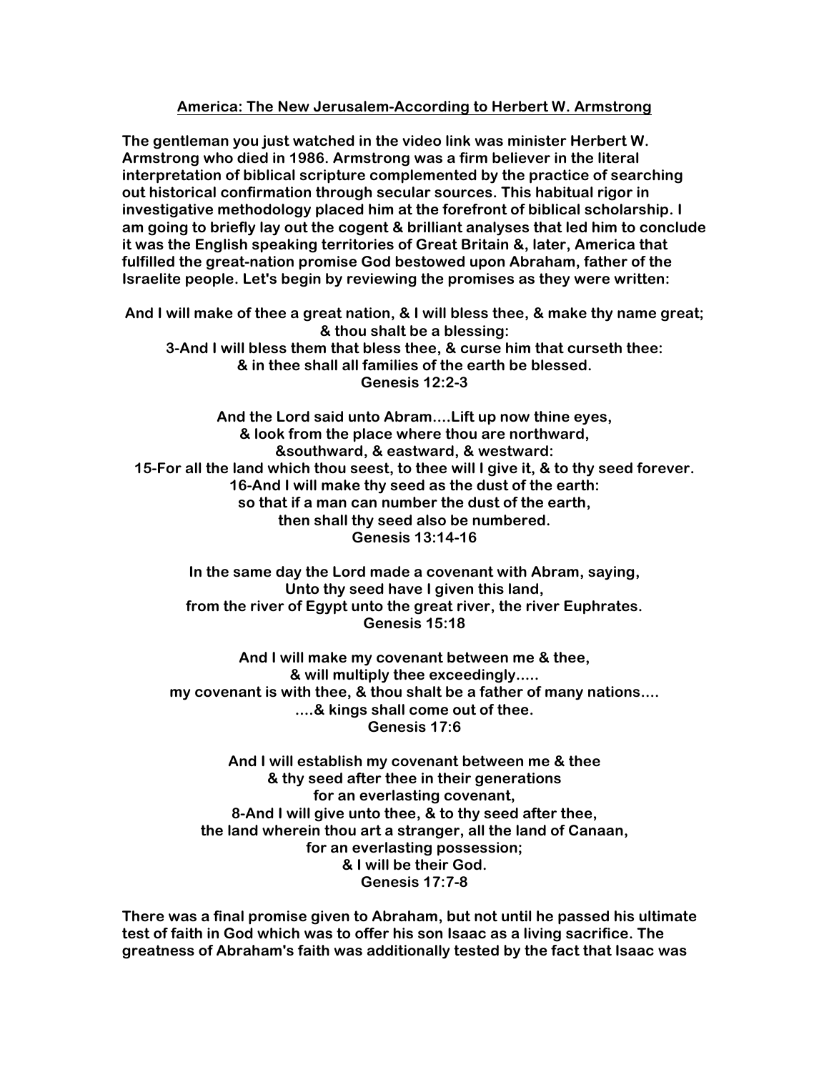# America: The New Jerusalem-According to Herbert W. Armstrong

**The gentleman you just watched in the video link was minister Herbert W. Armstrong who died in 1986. Armstrong was a firm believer in the literal interpretation of biblical scripture complemented by the practice of searching out historical confirmation through secular sources. This habitual rigor in investigative methodology placed him at the forefront of biblical scholarship. I am going to briefly lay out the cogent & brilliant analyses that led him to conclude it was the English speaking territories of Great Britain &, later, America that fulfilled the great-nation promise God bestowed upon Abraham, father of the Israelite people. Let's begin by reviewing the promises as they were written:**

**And I will make of thee a great nation, & I will bless thee, & make thy name great;**
**& thou shalt be a blessing:**
**3-And I will bless them that bless thee, & curse him that curseth thee:**
**& in thee shall all families of the earth be blessed.**
**Genesis 12:2-3**

**And the Lord said unto Abram....Lift up now thine eyes,**
**& look from the place where thou are northward,**
**&southward, & eastward, & westward:**
**15-For all the land which thou seest, to thee will I give it, & to thy seed forever.**
**16-And I will make thy seed as the dust of the earth:**
**so that if a man can number the dust of the earth,**
**then shall thy seed also be numbered.**
**Genesis 13:14-16**

**In the same day the Lord made a covenant with Abram, saying,**
**Unto thy seed have I given this land,**
**from the river of Egypt unto the great river, the river Euphrates.**
**Genesis 15:18**

**And I will make my covenant between me & thee,**
**& will multiply thee exceedingly.....**
**my covenant is with thee, & thou shalt be a father of many nations....**
**....& kings shall come out of thee.**
**Genesis 17:6**

**And I will establish my covenant between me & thee**
**& thy seed after thee in their generations**
**for an everlasting covenant,**
**8-And I will give unto thee, & to thy seed after thee,**
**the land wherein thou art a stranger, all the land of Canaan,**
**for an everlasting possession;**
**& I will be their God.**
**Genesis 17:7-8**

**There was a final promise given to Abraham, but not until he passed his ultimate test of faith in God which was to offer his son Isaac as a living sacrifice. The greatness of Abraham's faith was additionally tested by the fact that Isaac was**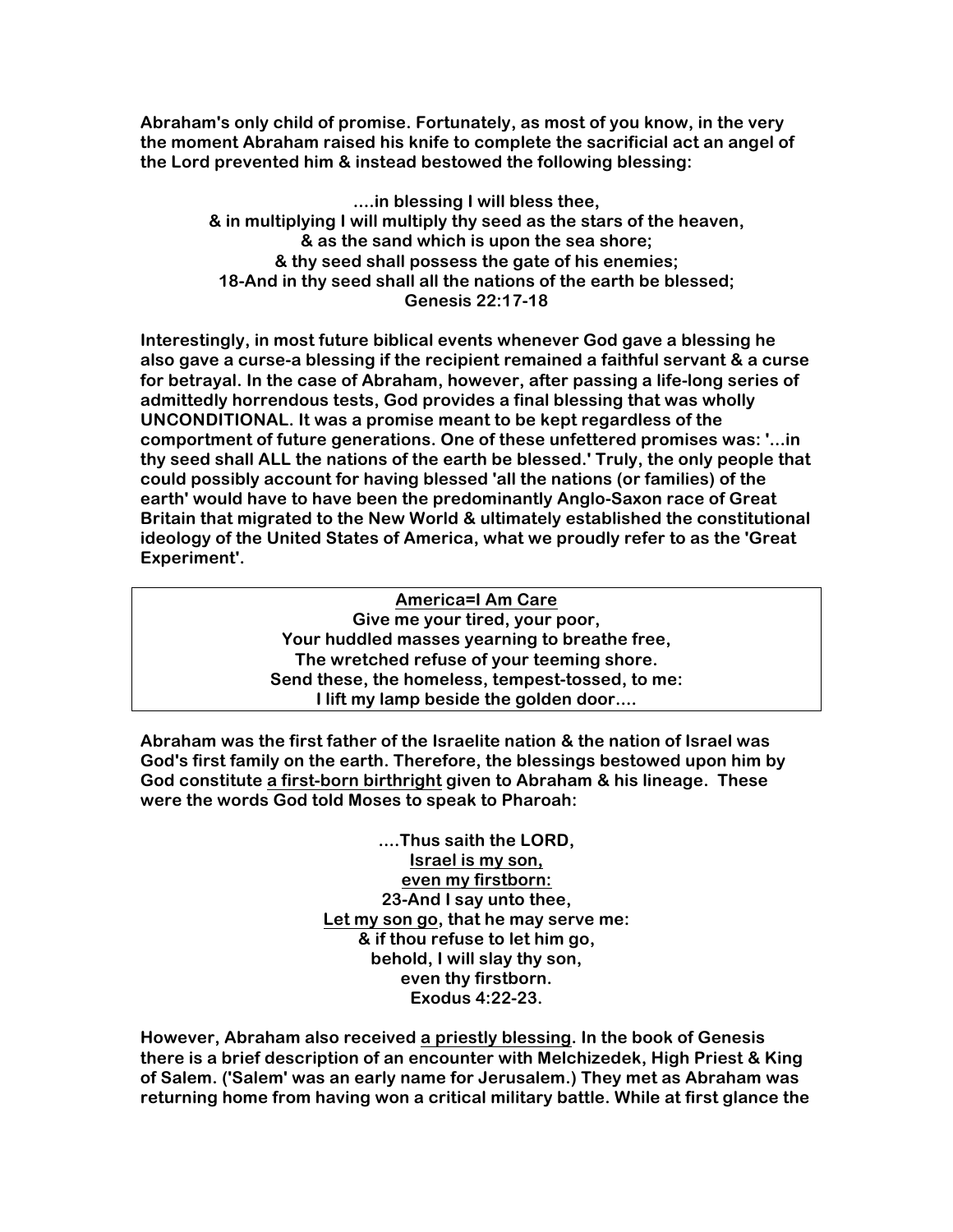**Abraham's only child of promise. Fortunately, as most of you know, in the very the moment Abraham raised his knife to complete the sacrificial act an angel of the Lord prevented him & instead bestowed the following blessing:**

**....in blessing I will bless thee,**
**& in multiplying I will multiply thy seed as the stars of the heaven,**
**& as the sand which is upon the sea shore;**
**& thy seed shall possess the gate of his enemies;**
**18-And in thy seed shall all the nations of the earth be blessed;**
**Genesis 22:17-18**

**Interestingly, in most future biblical events whenever God gave a blessing he also gave a curse-a blessing if the recipient remained a faithful servant & a curse for betrayal. In the case of Abraham, however, after passing a life-long series of admittedly horrendous tests, God provides a final blessing that was wholly UNCONDITIONAL. It was a promise meant to be kept regardless of the comportment of future generations. One of these unfettered promises was: '...in thy seed shall ALL the nations of the earth be blessed.' Truly, the only people that could possibly account for having blessed 'all the nations (or families) of the earth' would have to have been the predominantly Anglo-Saxon race of Great Britain that migrated to the New World & ultimately established the constitutional ideology of the United States of America, what we proudly refer to as the 'Great Experiment'.**

> **<u>America=I Am Care</u>**
> **Give me your tired, your poor,**
> **Your huddled masses yearning to breathe free,**
> **The wretched refuse of your teeming shore.**
> **Send these, the homeless, tempest-tossed, to me:**
> **I lift my lamp beside the golden door....**

**Abraham was the first father of the Israelite nation & the nation of Israel was God's first family on the earth. Therefore, the blessings bestowed upon him by God constitute <u>a first-born birthright</u> given to Abraham & his lineage. These were the words God told Moses to speak to Pharoah:**

**....Thus saith the LORD,**
**<u>Israel is my son,</u>**
**<u>even my firstborn:</u>**
**23-And I say unto thee,**
**<u>Let my son go</u>, that he may serve me:**
**& if thou refuse to let him go,**
**behold, I will slay thy son,**
**even thy firstborn.**
**Exodus 4:22-23.**

**However, Abraham also received <u>a priestly blessing</u>. In the book of Genesis there is a brief description of an encounter with Melchizedek, High Priest & King of Salem. ('Salem' was an early name for Jerusalem.) They met as Abraham was returning home from having won a critical military battle. While at first glance the**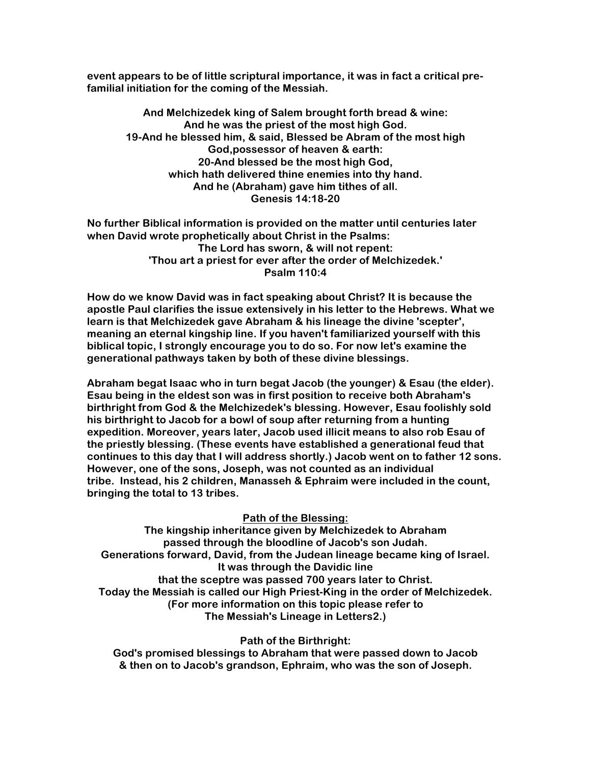**event appears to be of little scriptural importance, it was in fact a critical pre-familial initiation for the coming of the Messiah.**

<center>

**And Melchizedek king of Salem brought forth bread & wine:**
**And he was the priest of the most high God.**
**19-And he blessed him, & said, Blessed be Abram of the most high God,possessor of heaven & earth:**
**20-And blessed be the most high God,**
**which hath delivered thine enemies into thy hand.**
**And he (Abraham) gave him tithes of all.**
**Genesis 14:18-20**

</center>

**No further Biblical information is provided on the matter until centuries later when David wrote prophetically about Christ in the Psalms:**

<center>

**The Lord has sworn, & will not repent:**
**'Thou art a priest for ever after the order of Melchizedek.'**
**Psalm 110:4**

</center>

**How do we know David was in fact speaking about Christ? It is because the apostle Paul clarifies the issue extensively in his letter to the Hebrews. What we learn is that Melchizedek gave Abraham & his lineage the divine 'scepter', meaning an eternal kingship line. If you haven't familiarized yourself with this biblical topic, I strongly encourage you to do so. For now let's examine the generational pathways taken by both of these divine blessings.**

**Abraham begat Isaac who in turn begat Jacob (the younger) & Esau (the elder). Esau being in the eldest son was in first position to receive both Abraham's birthright from God & the Melchizedek's blessing. However, Esau foolishly sold his birthright to Jacob for a bowl of soup after returning from a hunting expedition. Moreover, years later, Jacob used illicit means to also rob Esau of the priestly blessing. (These events have established a generational feud that continues to this day that I will address shortly.) Jacob went on to father 12 sons. However, one of the sons, Joseph, was not counted as an individual tribe. Instead, his 2 children, Manasseh & Ephraim were included in the count, bringing the total to 13 tribes.**

<center>

**<u>Path of the Blessing:</u>**

**The kingship inheritance given by Melchizedek to Abraham**
**passed through the bloodline of Jacob's son Judah.**
**Generations forward, David, from the Judean lineage became king of Israel.**
**It was through the Davidic line**
**that the sceptre was passed 700 years later to Christ.**
**Today the Messiah is called our High Priest-King in the order of Melchizedek.**
**(For more information on this topic please refer to**
**The Messiah's Lineage in Letters2.)**

**Path of the Birthright:**

**God's promised blessings to Abraham that were passed down to Jacob**
**& then on to Jacob's grandson, Ephraim, who was the son of Joseph.**

</center>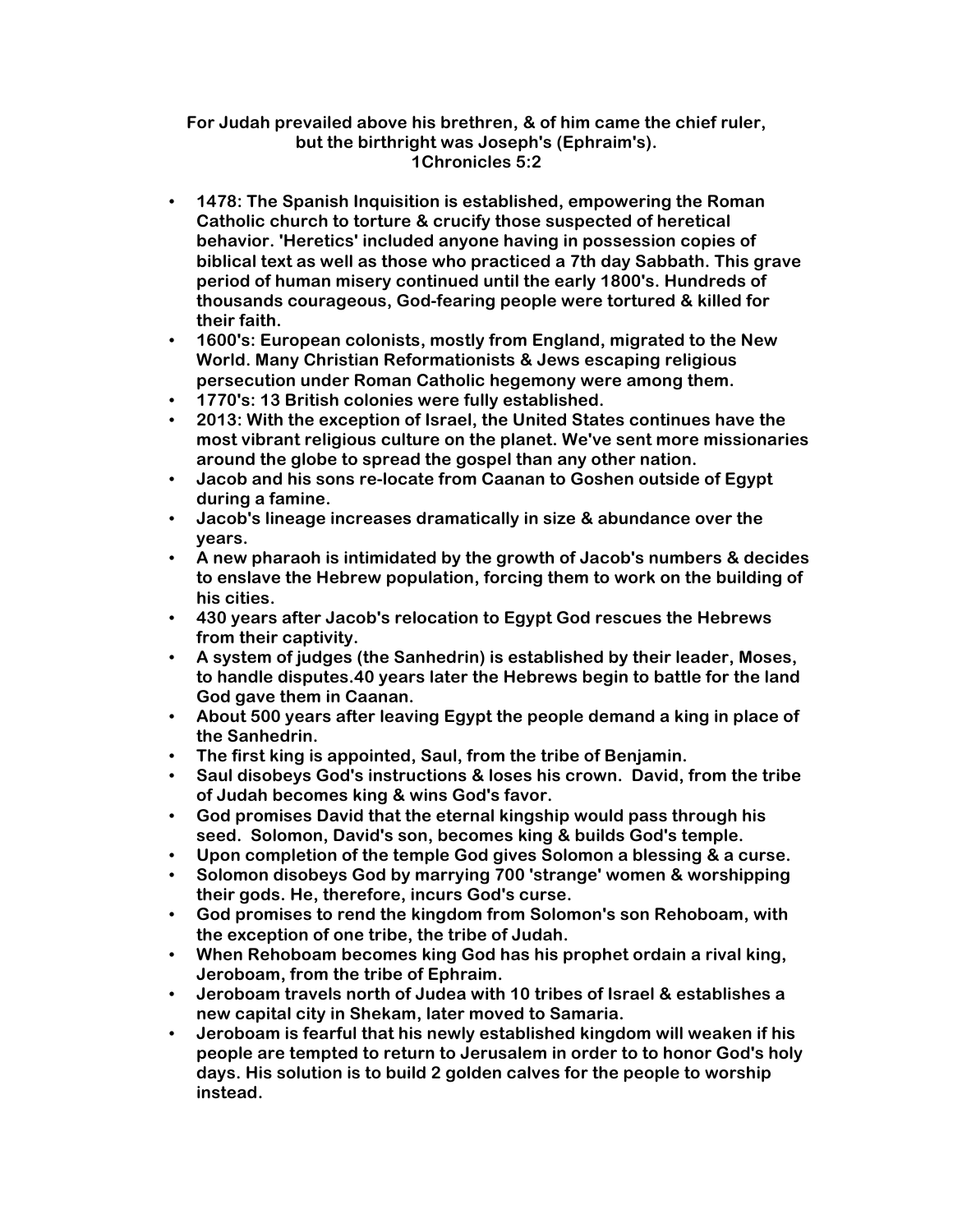**For Judah prevailed above his brethren, & of him came the chief ruler, but the birthright was Joseph's (Ephraim's). 1Chronicles 5:2**

- **1478: The Spanish Inquisition is established, empowering the Roman Catholic church to torture & crucify those suspected of heretical behavior. 'Heretics' included anyone having in possession copies of biblical text as well as those who practiced a 7th day Sabbath. This grave period of human misery continued until the early 1800's. Hundreds of thousands courageous, God-fearing people were tortured & killed for their faith.**
- **1600's: European colonists, mostly from England, migrated to the New World. Many Christian Reformationists & Jews escaping religious persecution under Roman Catholic hegemony were among them.**
- **1770's: 13 British colonies were fully established.**
- **2013: With the exception of Israel, the United States continues have the most vibrant religious culture on the planet. We've sent more missionaries around the globe to spread the gospel than any other nation.**
- **Jacob and his sons re-locate from Caanan to Goshen outside of Egypt during a famine.**
- **Jacob's lineage increases dramatically in size & abundance over the years.**
- **A new pharaoh is intimidated by the growth of Jacob's numbers & decides to enslave the Hebrew population, forcing them to work on the building of his cities.**
- **430 years after Jacob's relocation to Egypt God rescues the Hebrews from their captivity.**
- **A system of judges (the Sanhedrin) is established by their leader, Moses, to handle disputes.40 years later the Hebrews begin to battle for the land God gave them in Caanan.**
- **About 500 years after leaving Egypt the people demand a king in place of the Sanhedrin.**
- **The first king is appointed, Saul, from the tribe of Benjamin.**
- **Saul disobeys God's instructions & loses his crown. David, from the tribe of Judah becomes king & wins God's favor.**
- **God promises David that the eternal kingship would pass through his seed. Solomon, David's son, becomes king & builds God's temple.**
- **Upon completion of the temple God gives Solomon a blessing & a curse.**
- **Solomon disobeys God by marrying 700 'strange' women & worshipping their gods. He, therefore, incurs God's curse.**
- **God promises to rend the kingdom from Solomon's son Rehoboam, with the exception of one tribe, the tribe of Judah.**
- **When Rehoboam becomes king God has his prophet ordain a rival king, Jeroboam, from the tribe of Ephraim.**
- **Jeroboam travels north of Judea with 10 tribes of Israel & establishes a new capital city in Shekam, later moved to Samaria.**
- **Jeroboam is fearful that his newly established kingdom will weaken if his people are tempted to return to Jerusalem in order to to honor God's holy days. His solution is to build 2 golden calves for the people to worship instead.**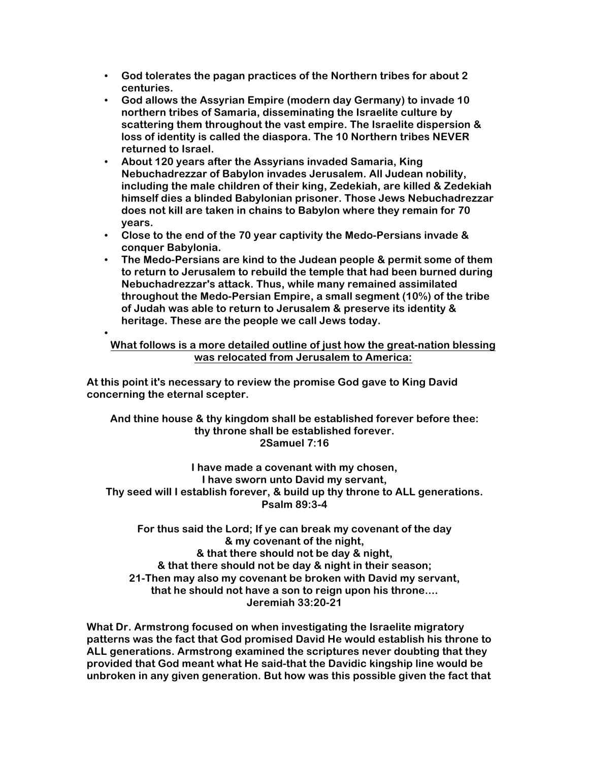- **God tolerates the pagan practices of the Northern tribes for about 2 centuries.**
- **God allows the Assyrian Empire (modern day Germany) to invade 10 northern tribes of Samaria, disseminating the Israelite culture by scattering them throughout the vast empire. The Israelite dispersion & loss of identity is called the diaspora. The 10 Northern tribes NEVER returned to Israel.**
- **About 120 years after the Assyrians invaded Samaria, King Nebuchadrezzar of Babylon invades Jerusalem. All Judean nobility, including the male children of their king, Zedekiah, are killed & Zedekiah himself dies a blinded Babylonian prisoner. Those Jews Nebuchadrezzar does not kill are taken in chains to Babylon where they remain for 70 years.**
- **Close to the end of the 70 year captivity the Medo-Persians invade & conquer Babylonia.**
- **The Medo-Persians are kind to the Judean people & permit some of them to return to Jerusalem to rebuild the temple that had been burned during Nebuchadrezzar's attack. Thus, while many remained assimilated throughout the Medo-Persian Empire, a small segment (10%) of the tribe of Judah was able to return to Jerusalem & preserve its identity & heritage. These are the people we call Jews today.**
-

<u>**What follows is a more detailed outline of just how the great-nation blessing was relocated from Jerusalem to America:**</u>

**At this point it's necessary to review the promise God gave to King David concerning the eternal scepter.**

**And thine house & thy kingdom shall be established forever before thee:**
**thy throne shall be established forever.**
**2Samuel 7:16**

**I have made a covenant with my chosen,**
**I have sworn unto David my servant,**
**Thy seed will I establish forever, & build up thy throne to ALL generations.**
**Psalm 89:3-4**

**For thus said the Lord; If ye can break my covenant of the day**
**& my covenant of the night,**
**& that there should not be day & night,**
**& that there should not be day & night in their season;**
**21-Then may also my covenant be broken with David my servant,**
**that he should not have a son to reign upon his throne....**
**Jeremiah 33:20-21**

**What Dr. Armstrong focused on when investigating the Israelite migratory patterns was the fact that God promised David He would establish his throne to ALL generations. Armstrong examined the scriptures never doubting that they provided that God meant what He said-that the Davidic kingship line would be unbroken in any given generation. But how was this possible given the fact that**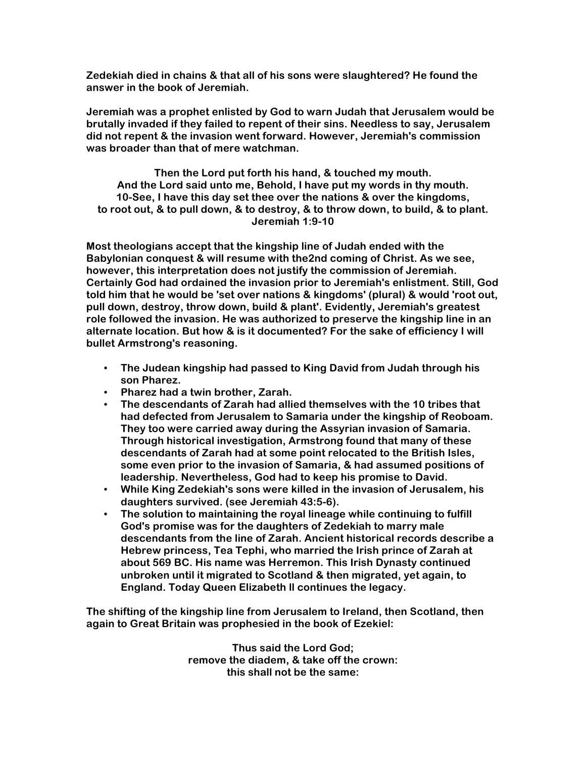**Zedekiah died in chains & that all of his sons were slaughtered? He found the answer in the book of Jeremiah.**

**Jeremiah was a prophet enlisted by God to warn Judah that Jerusalem would be brutally invaded if they failed to repent of their sins. Needless to say, Jerusalem did not repent & the invasion went forward. However, Jeremiah's commission was broader than that of mere watchman.**

<center>

**Then the Lord put forth his hand, & touched my mouth.**
**And the Lord said unto me, Behold, I have put my words in thy mouth.**
**10-See, I have this day set thee over the nations & over the kingdoms,**
**to root out, & to pull down, & to destroy, & to throw down, to build, & to plant.**
**Jeremiah 1:9-10**

</center>

**Most theologians accept that the kingship line of Judah ended with the Babylonian conquest & will resume with the2nd coming of Christ. As we see, however, this interpretation does not justify the commission of Jeremiah. Certainly God had ordained the invasion prior to Jeremiah's enlistment. Still, God told him that he would be 'set over nations & kingdoms' (plural) & would 'root out, pull down, destroy, throw down, build & plant'. Evidently, Jeremiah's greatest role followed the invasion. He was authorized to preserve the kingship line in an alternate location. But how & is it documented? For the sake of efficiency I will bullet Armstrong's reasoning.**

- **The Judean kingship had passed to King David from Judah through his son Pharez.**
- **Pharez had a twin brother, Zarah.**
- **The descendants of Zarah had allied themselves with the 10 tribes that had defected from Jerusalem to Samaria under the kingship of Reoboam. They too were carried away during the Assyrian invasion of Samaria. Through historical investigation, Armstrong found that many of these descendants of Zarah had at some point relocated to the British Isles, some even prior to the invasion of Samaria, & had assumed positions of leadership. Nevertheless, God had to keep his promise to David.**
- **While King Zedekiah's sons were killed in the invasion of Jerusalem, his daughters survived. (see Jeremiah 43:5-6).**
- **The solution to maintaining the royal lineage while continuing to fulfill God's promise was for the daughters of Zedekiah to marry male descendants from the line of Zarah. Ancient historical records describe a Hebrew princess, Tea Tephi, who married the Irish prince of Zarah at about 569 BC. His name was Herremon. This Irish Dynasty continued unbroken until it migrated to Scotland & then migrated, yet again, to England. Today Queen Elizabeth II continues the legacy.**

**The shifting of the kingship line from Jerusalem to Ireland, then Scotland, then again to Great Britain was prophesied in the book of Ezekiel:**

<center>

**Thus said the Lord God;**
**remove the diadem, & take off the crown:**
**this shall not be the same:**

</center>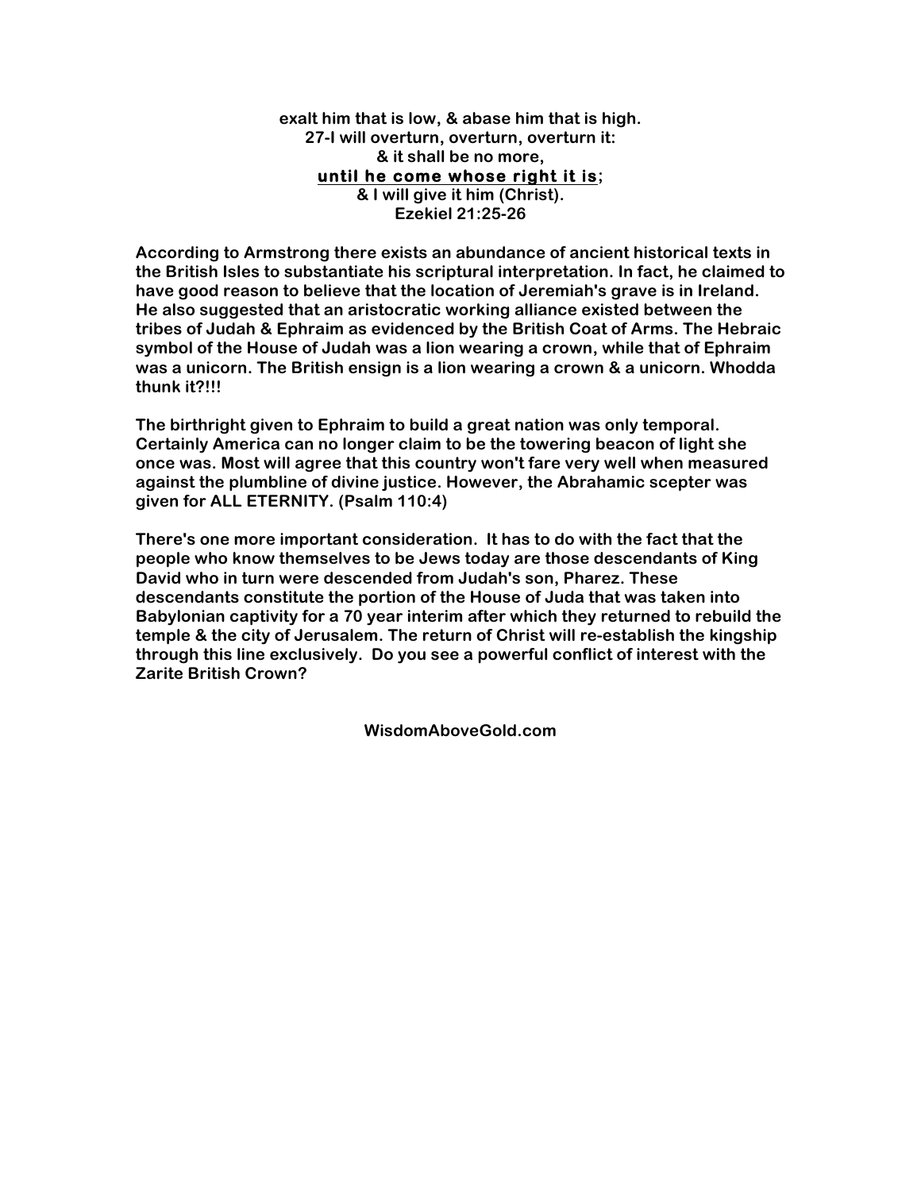**exalt him that is low, & abase him that is high.**
**27-I will overturn, overturn, overturn it:**
**& it shall be no more,**
**<u>until he come whose right it is</u>;**
**& I will give it him (Christ).**
**Ezekiel 21:25-26**

**According to Armstrong there exists an abundance of ancient historical texts in the British Isles to substantiate his scriptural interpretation. In fact, he claimed to have good reason to believe that the location of Jeremiah's grave is in Ireland. He also suggested that an aristocratic working alliance existed between the tribes of Judah & Ephraim as evidenced by the British Coat of Arms. The Hebraic symbol of the House of Judah was a lion wearing a crown, while that of Ephraim was a unicorn. The British ensign is a lion wearing a crown & a unicorn. Whodda thunk it?!!!**

**The birthright given to Ephraim to build a great nation was only temporal. Certainly America can no longer claim to be the towering beacon of light she once was. Most will agree that this country won't fare very well when measured against the plumbline of divine justice. However, the Abrahamic scepter was given for ALL ETERNITY. (Psalm 110:4)**

**There's one more important consideration. It has to do with the fact that the people who know themselves to be Jews today are those descendants of King David who in turn were descended from Judah's son, Pharez. These descendants constitute the portion of the House of Juda that was taken into Babylonian captivity for a 70 year interim after which they returned to rebuild the temple & the city of Jerusalem. The return of Christ will re-establish the kingship through this line exclusively. Do you see a powerful conflict of interest with the Zarite British Crown?**

**WisdomAboveGold.com**